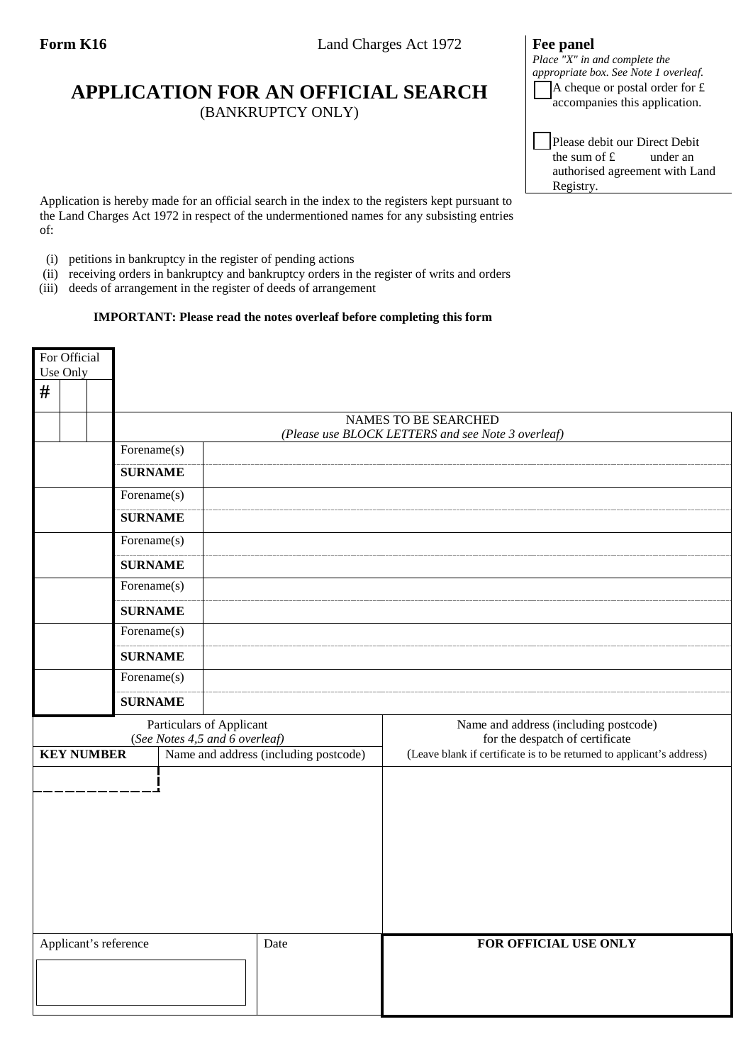**Form K16** Land Charges Act 1972

# APPLICATION FOR AN OFFICIAL SEARCH

(BANKRUPTCY ONLY)

**Fee panel**

*Place "X" in and complete the appropriate box. See Note 1 overleaf.*

☐ A cheque or postal order for £ accompanies this application.

☐ Please debit our Direct Debit the sum of £ under an authorised agreement with Land Registry.

Application is hereby made for an official search in the index to the registers kept pursuant to the Land Charges Act 1972 in respect of the undermentioned names for any subsisting entries of:

(i) petitions in bankruptcy in the register of pending actions
(ii) receiving orders in bankruptcy and bankruptcy orders in the register of writs and orders
(iii) deeds of arrangement in the register of deeds of arrangement

**IMPORTANT: Please read the notes overleaf before completing this form**

| For Official Use Only | | |
|---|---|---|
| # | | |

| For Official Use Only | NAMES TO BE SEARCHED *(Please use BLOCK LETTERS and see Note 3 overleaf)* | |
|---|---|---|
| | Forename(s) | |
| | **SURNAME** | |
| | Forename(s) | |
| | **SURNAME** | |
| | Forename(s) | |
| | **SURNAME** | |
| | Forename(s) | |
| | **SURNAME** | |
| | Forename(s) | |
| | **SURNAME** | |
| | Forename(s) | |
| | **SURNAME** | |

| Particulars of Applicant (*See Notes 4,5 and 6 overleaf)* | | Name and address (including postcode) for the despatch of certificate (Leave blank if certificate is to be returned to applicant's address) |
|---|---|---|
| **KEY NUMBER** | Name and address (including postcode) | |
| | | |

| Applicant's reference | Date | **FOR OFFICIAL USE ONLY** |
|---|---|---|
| | | |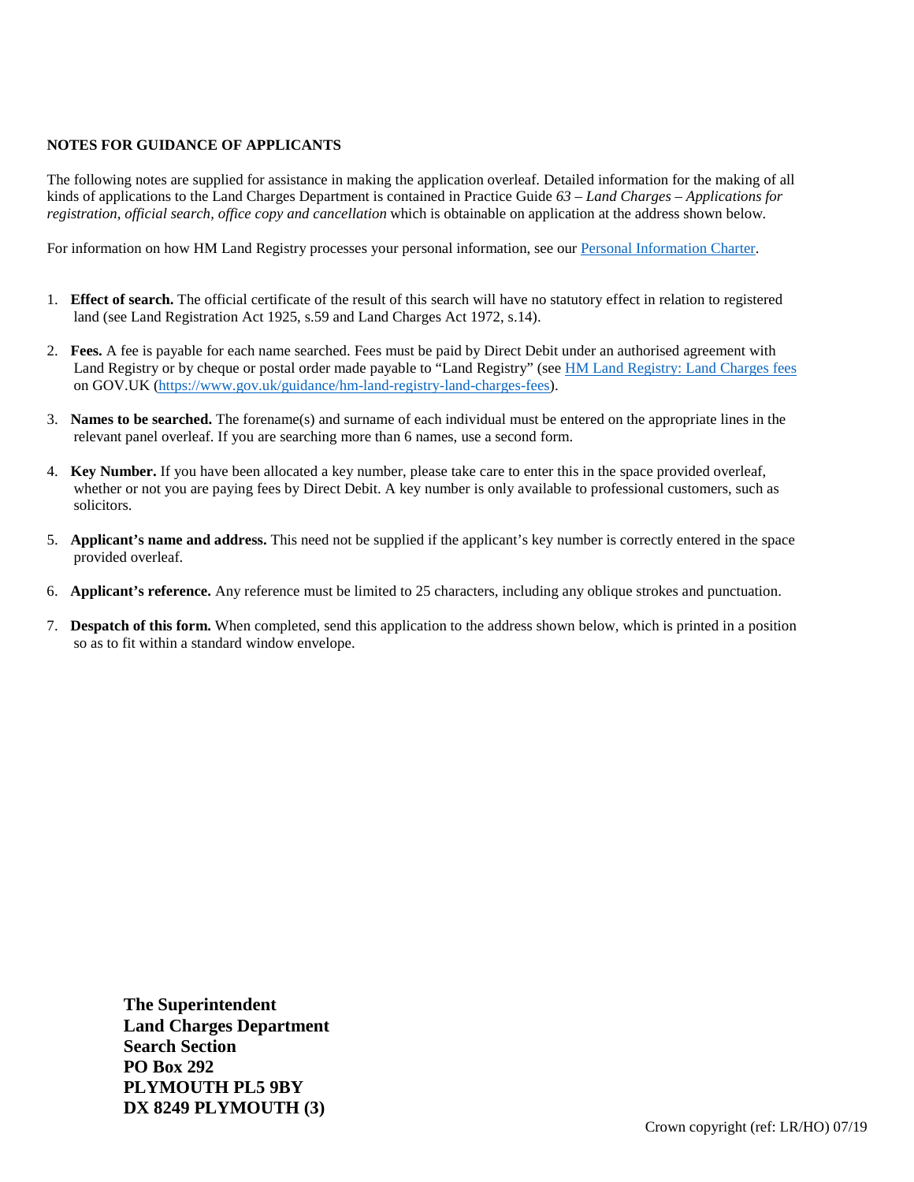## NOTES FOR GUIDANCE OF APPLICANTS

The following notes are supplied for assistance in making the application overleaf. Detailed information for the making of all kinds of applications to the Land Charges Department is contained in Practice Guide *63 – Land Charges – Applications for registration, official search, office copy and cancellation* which is obtainable on application at the address shown below.

For information on how HM Land Registry processes your personal information, see our Personal Information Charter.

1. **Effect of search.** The official certificate of the result of this search will have no statutory effect in relation to registered land (see Land Registration Act 1925, s.59 and Land Charges Act 1972, s.14).

2. **Fees.** A fee is payable for each name searched. Fees must be paid by Direct Debit under an authorised agreement with Land Registry or by cheque or postal order made payable to "Land Registry" (see HM Land Registry: Land Charges fees on GOV.UK (https://www.gov.uk/guidance/hm-land-registry-land-charges-fees).

3. **Names to be searched.** The forename(s) and surname of each individual must be entered on the appropriate lines in the relevant panel overleaf. If you are searching more than 6 names, use a second form.

4. **Key Number.** If you have been allocated a key number, please take care to enter this in the space provided overleaf, whether or not you are paying fees by Direct Debit. A key number is only available to professional customers, such as solicitors.

5. **Applicant's name and address.** This need not be supplied if the applicant's key number is correctly entered in the space provided overleaf.

6. **Applicant's reference.** Any reference must be limited to 25 characters, including any oblique strokes and punctuation.

7. **Despatch of this form.** When completed, send this application to the address shown below, which is printed in a position so as to fit within a standard window envelope.

**The Superintendent**
**Land Charges Department**
**Search Section**
**PO Box 292**
**PLYMOUTH PL5 9BY**
**DX 8249 PLYMOUTH (3)**

Crown copyright (ref: LR/HO) 07/19